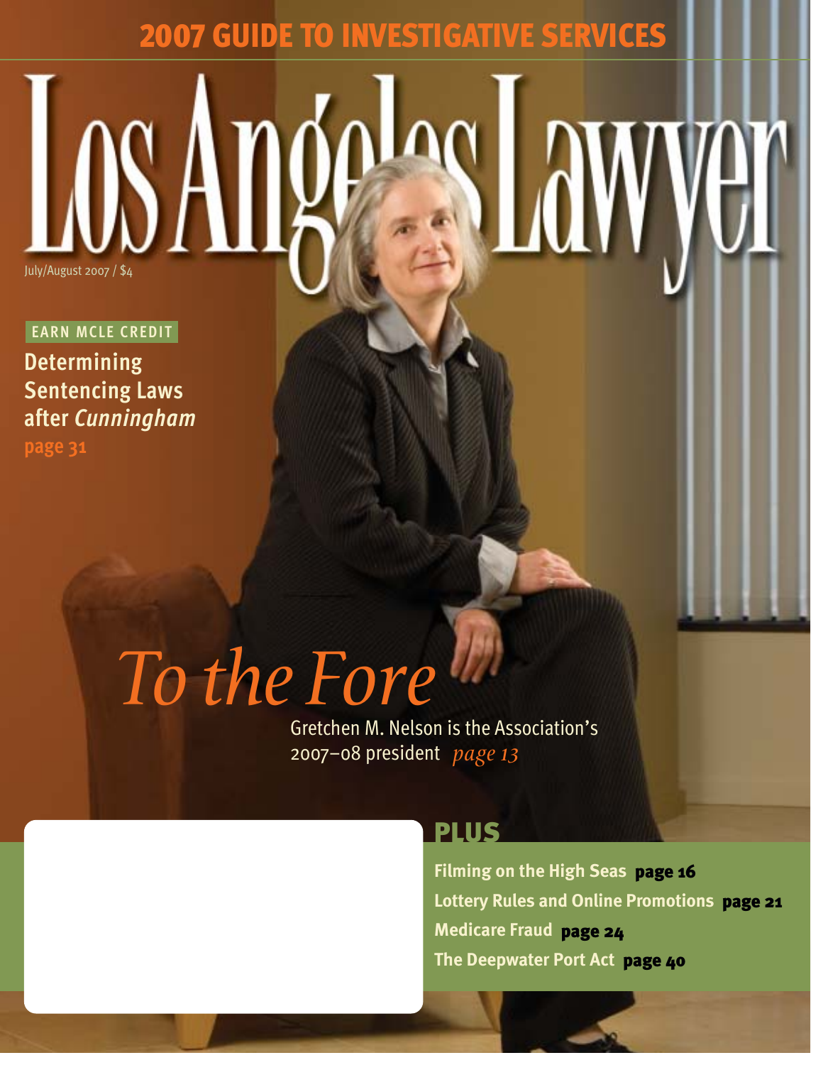# 2007 GUIDE TO INVESTIGATIVE SERVICES

# Los Angeles Lawyer

July/August 2007 / $4

EARN MCLE CREDIT

**Determining Sentencing Laws after *Cunningham***
page 31

## *To the Fore*

Gretchen M. Nelson is the Association's 2007–08 president *page 13*

## PLUS

**Filming on the High Seas** page 16

**Lottery Rules and Online Promotions** page 21

**Medicare Fraud** page 24

**The Deepwater Port Act** page 40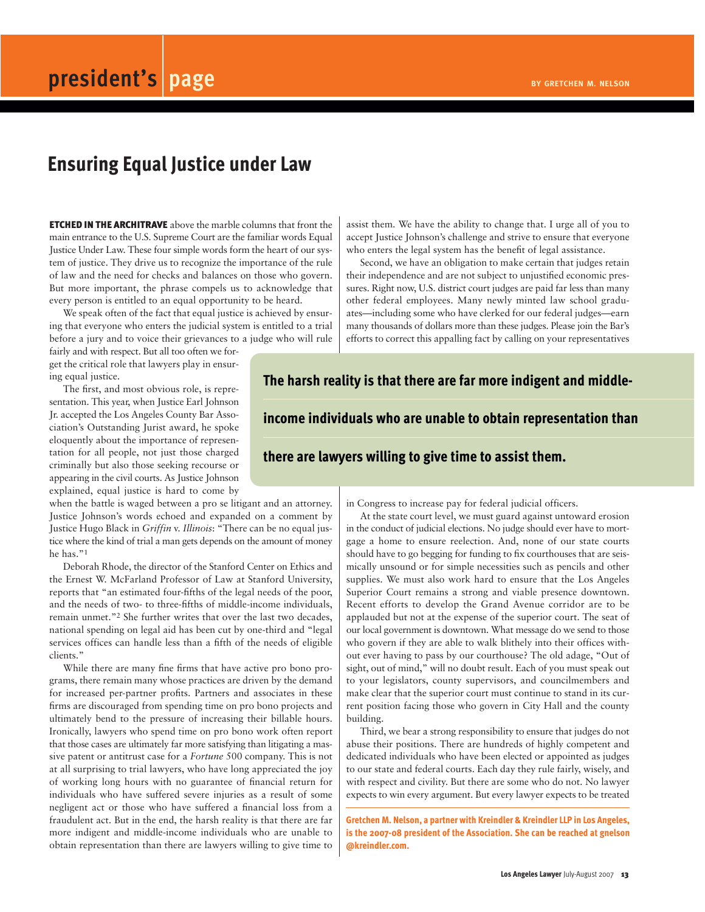# Ensuring Equal Justice under Law

**ETCHED IN THE ARCHITRAVE** above the marble columns that front the main entrance to the U.S. Supreme Court are the familiar words Equal Justice Under Law. These four simple words form the heart of our system of justice. They drive us to recognize the importance of the rule of law and the need for checks and balances on those who govern. But more important, the phrase compels us to acknowledge that every person is entitled to an equal opportunity to be heard.

We speak often of the fact that equal justice is achieved by ensuring that everyone who enters the judicial system is entitled to a trial before a jury and to voice their grievances to a judge who will rule fairly and with respect. But all too often we forget the critical role that lawyers play in ensuring equal justice.

The first, and most obvious role, is representation. This year, when Justice Earl Johnson Jr. accepted the Los Angeles County Bar Association's Outstanding Jurist award, he spoke eloquently about the importance of representation for all people, not just those charged criminally but also those seeking recourse or appearing in the civil courts. As Justice Johnson explained, equal justice is hard to come by when the battle is waged between a pro se litigant and an attorney. Justice Johnson's words echoed and expanded on a comment by Justice Hugo Black in *Griffin* v. *Illinois*: "There can be no equal justice where the kind of trial a man gets depends on the amount of money he has."[1]

Deborah Rhode, the director of the Stanford Center on Ethics and the Ernest W. McFarland Professor of Law at Stanford University, reports that "an estimated four-fifths of the legal needs of the poor, and the needs of two- to three-fifths of middle-income individuals, remain unmet."[2] She further writes that over the last two decades, national spending on legal aid has been cut by one-third and "legal services offices can handle less than a fifth of the needs of eligible clients."

While there are many fine firms that have active pro bono programs, there remain many whose practices are driven by the demand for increased per-partner profits. Partners and associates in these firms are discouraged from spending time on pro bono projects and ultimately bend to the pressure of increasing their billable hours. Ironically, lawyers who spend time on pro bono work often report that those cases are ultimately far more satisfying than litigating a massive patent or antitrust case for a *Fortune* 500 company. This is not at all surprising to trial lawyers, who have long appreciated the joy of working long hours with no guarantee of financial return for individuals who have suffered severe injuries as a result of some negligent act or those who have suffered a financial loss from a fraudulent act. But in the end, the harsh reality is that there are far more indigent and middle-income individuals who are unable to obtain representation than there are lawyers willing to give time to assist them. We have the ability to change that. I urge all of you to accept Justice Johnson's challenge and strive to ensure that everyone who enters the legal system has the benefit of legal assistance.

**The harsh reality is that there are far more indigent and middle-income individuals who are unable to obtain representation than there are lawyers willing to give time to assist them.**

Second, we have an obligation to make certain that judges retain their independence and are not subject to unjustified economic pressures. Right now, U.S. district court judges are paid far less than many other federal employees. Many newly minted law school graduates—including some who have clerked for our federal judges—earn many thousands of dollars more than these judges. Please join the Bar's efforts to correct this appalling fact by calling on your representatives in Congress to increase pay for federal judicial officers.

At the state court level, we must guard against untoward erosion in the conduct of judicial elections. No judge should ever have to mortgage a home to ensure reelection. And, none of our state courts should have to go begging for funding to fix courthouses that are seismically unsound or for simple necessities such as pencils and other supplies. We must also work hard to ensure that the Los Angeles Superior Court remains a strong and viable presence downtown. Recent efforts to develop the Grand Avenue corridor are to be applauded but not at the expense of the superior court. The seat of our local government is downtown. What message do we send to those who govern if they are able to walk blithely into their offices without ever having to pass by our courthouse? The old adage, "Out of sight, out of mind," will no doubt result. Each of you must speak out to your legislators, county supervisors, and councilmembers and make clear that the superior court must continue to stand in its current position facing those who govern in City Hall and the county building.

Third, we bear a strong responsibility to ensure that judges do not abuse their positions. There are hundreds of highly competent and dedicated individuals who have been elected or appointed as judges to our state and federal courts. Each day they rule fairly, wisely, and with respect and civility. But there are some who do not. No lawyer expects to win every argument. But every lawyer expects to be treated

**Gretchen M. Nelson, a partner with Kreindler & Kreindler LLP in Los Angeles, is the 2007-08 president of the Association. She can be reached at gnelson@kreindler.com.**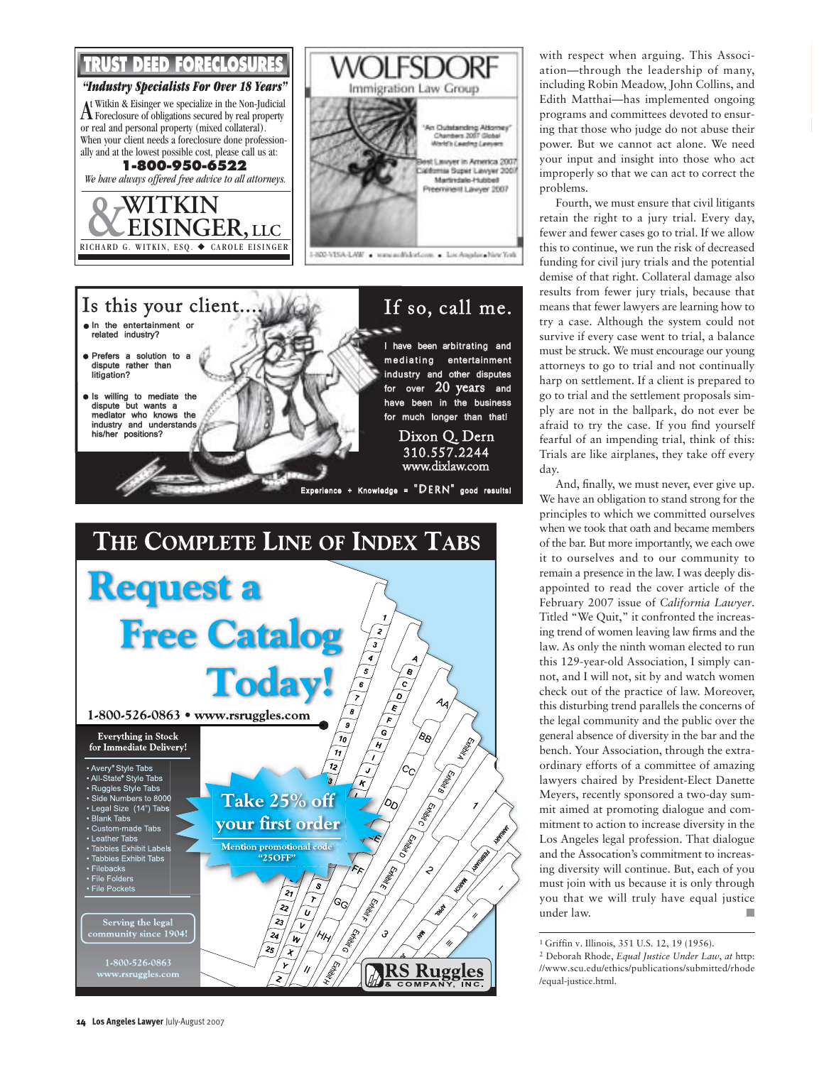# TRUST DEED FORECLOSURES

*"Industry Specialists For Over 18 Years"*

At Witkin & Eisinger we specialize in the Non-Judicial Foreclosure of obligations secured by real property or real and personal property (mixed collateral). When your client needs a foreclosure done professionally and at the lowest possible cost, please call us at:

**1-800-950-6522**

*We have always offered free advice to all attorneys.*

**WITKIN & EISINGER, LLC**

RICHARD G. WITKIN, ESQ. ◆ CAROLE EISINGER

---

**WOLFSDORF**
Immigration Law Group

"An Outstanding Attorney" Chambers 2007 Global World's Leading Lawyers

Best Lawyer in America 2007
California Super Lawyer 2007
Martindale-Hubbell Preeminent Lawyer 2007

1-800-VISA-LAW • www.wolfsdorf.com • Los Angeles • New York

---

## Is this your client....

- In the entertainment or related industry?
- Prefers a solution to a dispute rather than litigation?
- Is willing to mediate the dispute but wants a mediator who knows the industry and understands his/her positions?

## If so, call me.

I have been arbitrating and mediating entertainment industry and other disputes for over 20 years and have been in the business for much longer than that!

Dixon Q. Dern
310.557.2244
www.dixlaw.com

Experience + Knowledge = "DERN" good results!

---

# THE COMPLETE LINE OF INDEX TABS

## Request a Free Catalog Today!

1-800-526-0863 • www.rsruggles.com

**Everything in Stock for Immediate Delivery!**

- Avery® Style Tabs
- All-State® Style Tabs
- Ruggles Style Tabs
- Side Numbers to 8000
- Legal Size (14") Tabs
- Blank Tabs
- Custom-made Tabs
- Leather Tabs
- Tabbies Exhibit Labels
- Tabbies Exhibit Tabs
- Filebacks
- File Folders
- File Pockets

Take 25% off your first order
Mention promotional code "25OFF"

Serving the legal community since 1904!

1-800-526-0863
www.rsruggles.com

RS Ruggles & COMPANY, INC.

---

with respect when arguing. This Association—through the leadership of many, including Robin Meadow, John Collins, and Edith Matthai—has implemented ongoing programs and committees devoted to ensuring that those who judge do not abuse their power. But we cannot act alone. We need your input and insight into those who act improperly so that we can act to correct the problems.

Fourth, we must ensure that civil litigants retain the right to a jury trial. Every day, fewer and fewer cases go to trial. If we allow this to continue, we run the risk of decreased funding for civil jury trials and the potential demise of that right. Collateral damage also results from fewer jury trials, because that means that fewer lawyers are learning how to try a case. Although the system could not survive if every case went to trial, a balance must be struck. We must encourage our young attorneys to go to trial and not continually harp on settlement. If a client is prepared to go to trial and the settlement proposals simply are not in the ballpark, do not ever be afraid to try the case. If you find yourself fearful of an impending trial, think of this: Trials are like airplanes, they take off every day.

And, finally, we must never, ever give up. We have an obligation to stand strong for the principles to which we committed ourselves when we took that oath and became members of the bar. But more importantly, we each owe it to ourselves and to our community to remain a presence in the law. I was deeply disappointed to read the cover article of the February 2007 issue of *California Lawyer*. Titled "We Quit," it confronted the increasing trend of women leaving law firms and the law. As only the ninth woman elected to run this 129-year-old Association, I simply cannot, and I will not, sit by and watch women check out of the practice of law. Moreover, this disturbing trend parallels the concerns of the legal community and the public over the general absence of diversity in the bar and the bench. Your Association, through the extraordinary efforts of a committee of amazing lawyers chaired by President-Elect Danette Meyers, recently sponsored a two-day summit aimed at promoting dialogue and commitment to action to increase diversity in the Los Angeles legal profession. That dialogue and the Assocation's commitment to increasing diversity will continue. But, each of you must join with us because it is only through you that we will truly have equal justice under law. ■

---

[1] Griffin v. Illinois, 351 U.S. 12, 19 (1956).

[2] Deborah Rhode, *Equal Justice Under Law*, *at* http://www.scu.edu/ethics/publications/submitted/rhode/equal-justice.html.